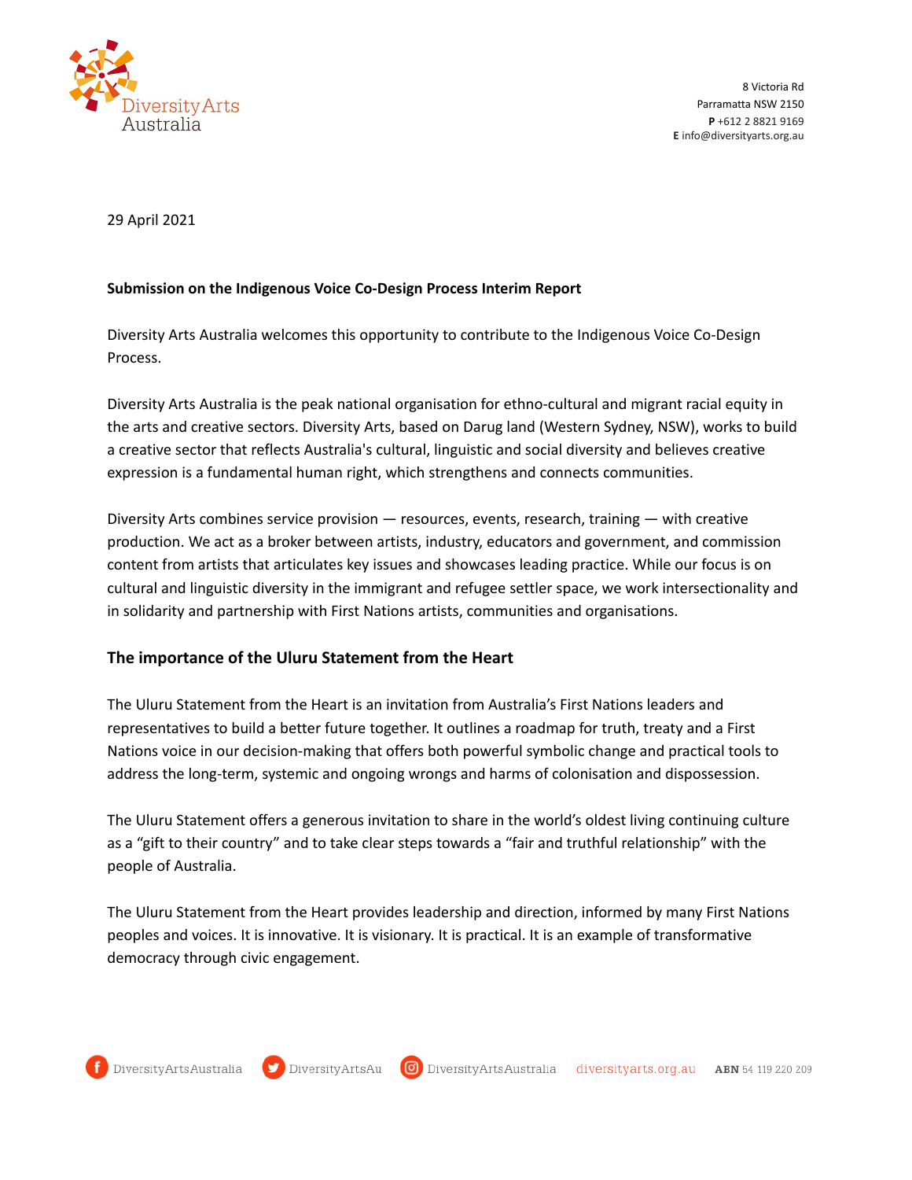8 Victoria Rd
Parramatta NSW 2150
**P** +612 2 8821 9169
**E** info@diversityarts.org.au

29 April 2021

**Submission on the Indigenous Voice Co-Design Process Interim Report**

Diversity Arts Australia welcomes this opportunity to contribute to the Indigenous Voice Co-Design Process.

Diversity Arts Australia is the peak national organisation for ethno-cultural and migrant racial equity in the arts and creative sectors. Diversity Arts, based on Darug land (Western Sydney, NSW), works to build a creative sector that reflects Australia's cultural, linguistic and social diversity and believes creative expression is a fundamental human right, which strengthens and connects communities.

Diversity Arts combines service provision — resources, events, research, training — with creative production. We act as a broker between artists, industry, educators and government, and commission content from artists that articulates key issues and showcases leading practice. While our focus is on cultural and linguistic diversity in the immigrant and refugee settler space, we work intersectionality and in solidarity and partnership with First Nations artists, communities and organisations.

## The importance of the Uluru Statement from the Heart

The Uluru Statement from the Heart is an invitation from Australia's First Nations leaders and representatives to build a better future together. It outlines a roadmap for truth, treaty and a First Nations voice in our decision-making that offers both powerful symbolic change and practical tools to address the long-term, systemic and ongoing wrongs and harms of colonisation and dispossession.

The Uluru Statement offers a generous invitation to share in the world's oldest living continuing culture as a "gift to their country" and to take clear steps towards a "fair and truthful relationship" with the people of Australia.

The Uluru Statement from the Heart provides leadership and direction, informed by many First Nations peoples and voices. It is innovative. It is visionary. It is practical. It is an example of transformative democracy through civic engagement.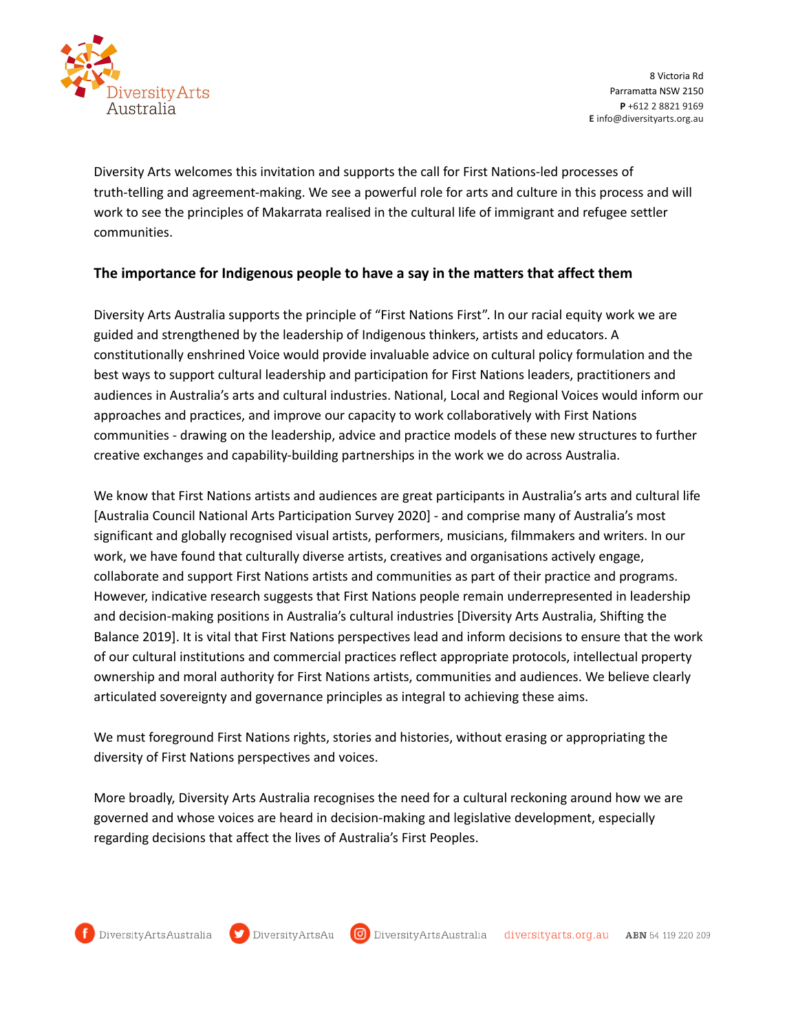Diversity Arts welcomes this invitation and supports the call for First Nations-led processes of truth-telling and agreement-making. We see a powerful role for arts and culture in this process and will work to see the principles of Makarrata realised in the cultural life of immigrant and refugee settler communities.

### The importance for Indigenous people to have a say in the matters that affect them

Diversity Arts Australia supports the principle of "First Nations First". In our racial equity work we are guided and strengthened by the leadership of Indigenous thinkers, artists and educators. A constitutionally enshrined Voice would provide invaluable advice on cultural policy formulation and the best ways to support cultural leadership and participation for First Nations leaders, practitioners and audiences in Australia's arts and cultural industries. National, Local and Regional Voices would inform our approaches and practices, and improve our capacity to work collaboratively with First Nations communities - drawing on the leadership, advice and practice models of these new structures to further creative exchanges and capability-building partnerships in the work we do across Australia.

We know that First Nations artists and audiences are great participants in Australia's arts and cultural life [Australia Council National Arts Participation Survey 2020] - and comprise many of Australia's most significant and globally recognised visual artists, performers, musicians, filmmakers and writers. In our work, we have found that culturally diverse artists, creatives and organisations actively engage, collaborate and support First Nations artists and communities as part of their practice and programs. However, indicative research suggests that First Nations people remain underrepresented in leadership and decision-making positions in Australia's cultural industries [Diversity Arts Australia, Shifting the Balance 2019]. It is vital that First Nations perspectives lead and inform decisions to ensure that the work of our cultural institutions and commercial practices reflect appropriate protocols, intellectual property ownership and moral authority for First Nations artists, communities and audiences. We believe clearly articulated sovereignty and governance principles as integral to achieving these aims.

We must foreground First Nations rights, stories and histories, without erasing or appropriating the diversity of First Nations perspectives and voices.

More broadly, Diversity Arts Australia recognises the need for a cultural reckoning around how we are governed and whose voices are heard in decision-making and legislative development, especially regarding decisions that affect the lives of Australia's First Peoples.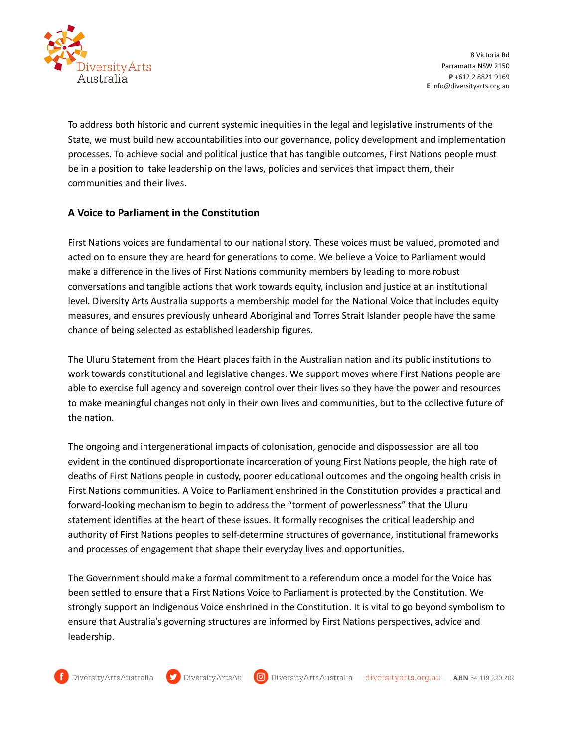To address both historic and current systemic inequities in the legal and legislative instruments of the State, we must build new accountabilities into our governance, policy development and implementation processes. To achieve social and political justice that has tangible outcomes, First Nations people must be in a position to take leadership on the laws, policies and services that impact them, their communities and their lives.

## A Voice to Parliament in the Constitution

First Nations voices are fundamental to our national story. These voices must be valued, promoted and acted on to ensure they are heard for generations to come. We believe a Voice to Parliament would make a difference in the lives of First Nations community members by leading to more robust conversations and tangible actions that work towards equity, inclusion and justice at an institutional level. Diversity Arts Australia supports a membership model for the National Voice that includes equity measures, and ensures previously unheard Aboriginal and Torres Strait Islander people have the same chance of being selected as established leadership figures.

The Uluru Statement from the Heart places faith in the Australian nation and its public institutions to work towards constitutional and legislative changes. We support moves where First Nations people are able to exercise full agency and sovereign control over their lives so they have the power and resources to make meaningful changes not only in their own lives and communities, but to the collective future of the nation.

The ongoing and intergenerational impacts of colonisation, genocide and dispossession are all too evident in the continued disproportionate incarceration of young First Nations people, the high rate of deaths of First Nations people in custody, poorer educational outcomes and the ongoing health crisis in First Nations communities. A Voice to Parliament enshrined in the Constitution provides a practical and forward-looking mechanism to begin to address the "torment of powerlessness" that the Uluru statement identifies at the heart of these issues. It formally recognises the critical leadership and authority of First Nations peoples to self-determine structures of governance, institutional frameworks and processes of engagement that shape their everyday lives and opportunities.

The Government should make a formal commitment to a referendum once a model for the Voice has been settled to ensure that a First Nations Voice to Parliament is protected by the Constitution. We strongly support an Indigenous Voice enshrined in the Constitution. It is vital to go beyond symbolism to ensure that Australia's governing structures are informed by First Nations perspectives, advice and leadership.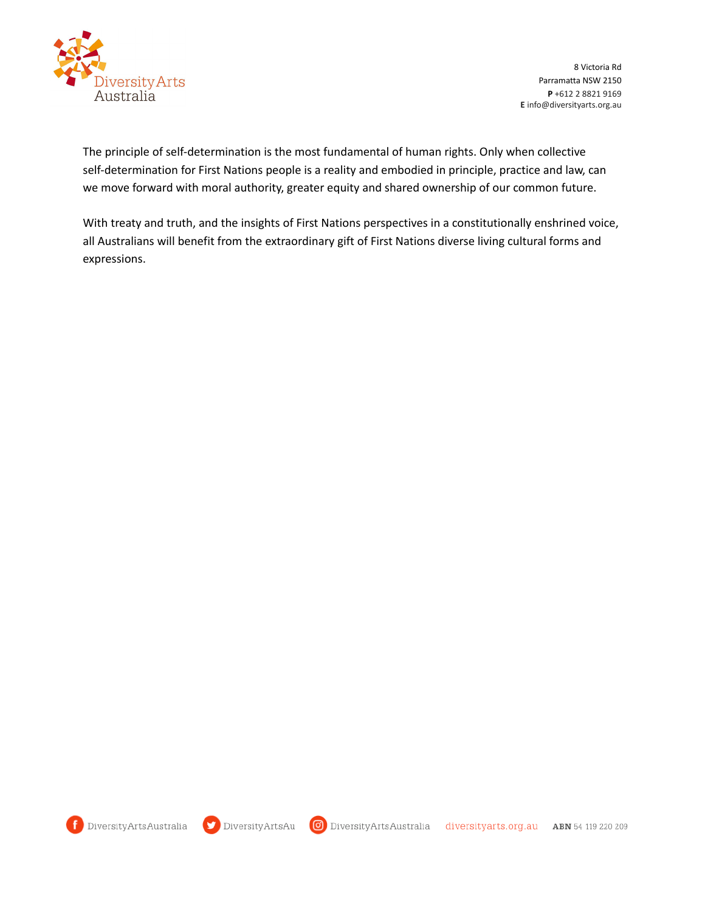The principle of self-determination is the most fundamental of human rights. Only when collective self-determination for First Nations people is a reality and embodied in principle, practice and law, can we move forward with moral authority, greater equity and shared ownership of our common future.

With treaty and truth, and the insights of First Nations perspectives in a constitutionally enshrined voice, all Australians will benefit from the extraordinary gift of First Nations diverse living cultural forms and expressions.